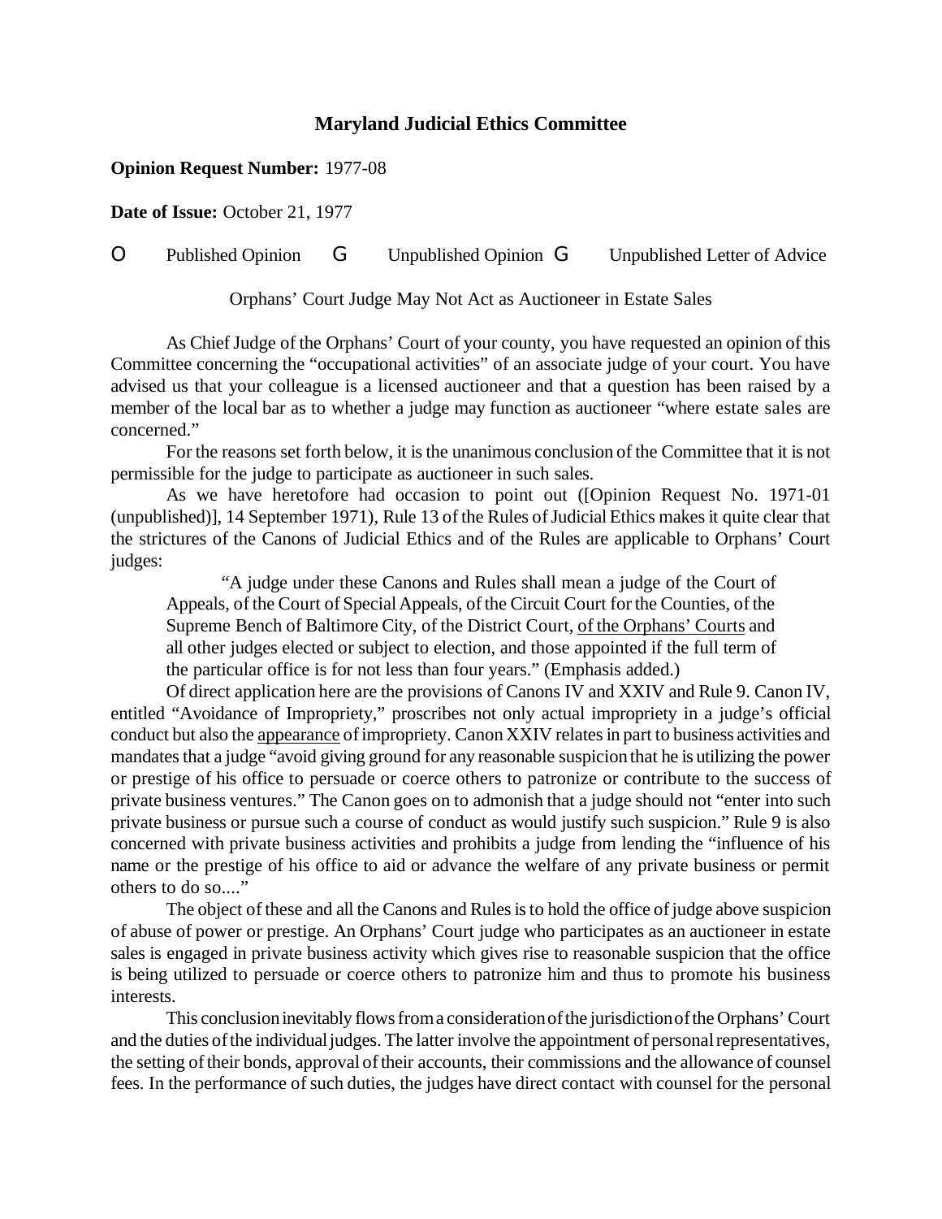# Maryland Judicial Ethics Committee

**Opinion Request Number:** 1977-08

**Date of Issue:** October 21, 1977

O Published Opinion G Unpublished Opinion G Unpublished Letter of Advice

Orphans' Court Judge May Not Act as Auctioneer in Estate Sales

As Chief Judge of the Orphans' Court of your county, you have requested an opinion of this Committee concerning the "occupational activities" of an associate judge of your court. You have advised us that your colleague is a licensed auctioneer and that a question has been raised by a member of the local bar as to whether a judge may function as auctioneer "where estate sales are concerned."

For the reasons set forth below, it is the unanimous conclusion of the Committee that it is not permissible for the judge to participate as auctioneer in such sales.

As we have heretofore had occasion to point out ([Opinion Request No. 1971-01 (unpublished)], 14 September 1971), Rule 13 of the Rules of Judicial Ethics makes it quite clear that the strictures of the Canons of Judicial Ethics and of the Rules are applicable to Orphans' Court judges:

> "A judge under these Canons and Rules shall mean a judge of the Court of Appeals, of the Court of Special Appeals, of the Circuit Court for the Counties, of the Supreme Bench of Baltimore City, of the District Court, <u>of the Orphans' Courts</u> and all other judges elected or subject to election, and those appointed if the full term of the particular office is for not less than four years." (Emphasis added.)

Of direct application here are the provisions of Canons IV and XXIV and Rule 9. Canon IV, entitled "Avoidance of Impropriety," proscribes not only actual impropriety in a judge's official conduct but also the <u>appearance</u> of impropriety. Canon XXIV relates in part to business activities and mandates that a judge "avoid giving ground for any reasonable suspicion that he is utilizing the power or prestige of his office to persuade or coerce others to patronize or contribute to the success of private business ventures." The Canon goes on to admonish that a judge should not "enter into such private business or pursue such a course of conduct as would justify such suspicion." Rule 9 is also concerned with private business activities and prohibits a judge from lending the "influence of his name or the prestige of his office to aid or advance the welfare of any private business or permit others to do so...."

The object of these and all the Canons and Rules is to hold the office of judge above suspicion of abuse of power or prestige. An Orphans' Court judge who participates as an auctioneer in estate sales is engaged in private business activity which gives rise to reasonable suspicion that the office is being utilized to persuade or coerce others to patronize him and thus to promote his business interests.

This conclusion inevitably flows from a consideration of the jurisdiction of the Orphans' Court and the duties of the individual judges. The latter involve the appointment of personal representatives, the setting of their bonds, approval of their accounts, their commissions and the allowance of counsel fees. In the performance of such duties, the judges have direct contact with counsel for the personal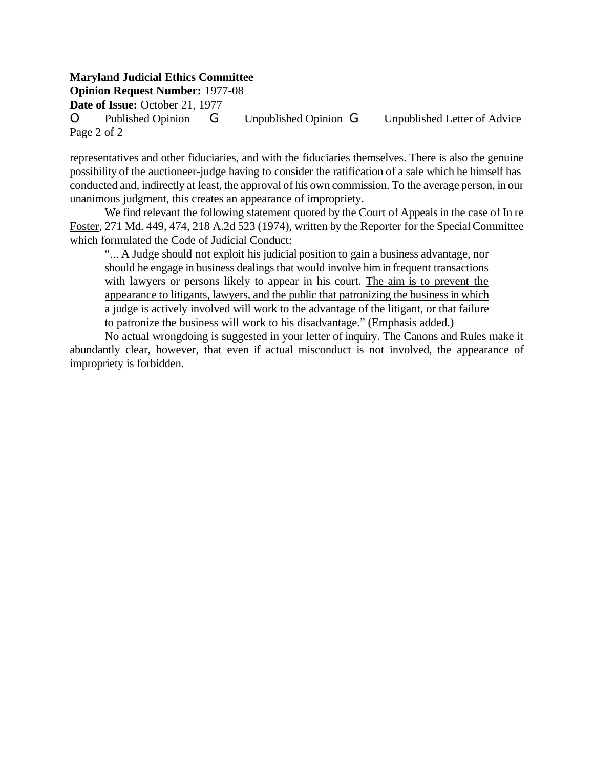representatives and other fiduciaries, and with the fiduciaries themselves. There is also the genuine possibility of the auctioneer-judge having to consider the ratification of a sale which he himself has conducted and, indirectly at least, the approval of his own commission. To the average person, in our unanimous judgment, this creates an appearance of impropriety.

We find relevant the following statement quoted by the Court of Appeals in the case of In re Foster, 271 Md. 449, 474, 218 A.2d 523 (1974), written by the Reporter for the Special Committee which formulated the Code of Judicial Conduct:

> "... A Judge should not exploit his judicial position to gain a business advantage, nor should he engage in business dealings that would involve him in frequent transactions with lawyers or persons likely to appear in his court. <u>The aim is to prevent the appearance to litigants, lawyers, and the public that patronizing the business in which a judge is actively involved will work to the advantage of the litigant, or that failure to patronize the business will work to his disadvantage</u>." (Emphasis added.)

No actual wrongdoing is suggested in your letter of inquiry. The Canons and Rules make it abundantly clear, however, that even if actual misconduct is not involved, the appearance of impropriety is forbidden.